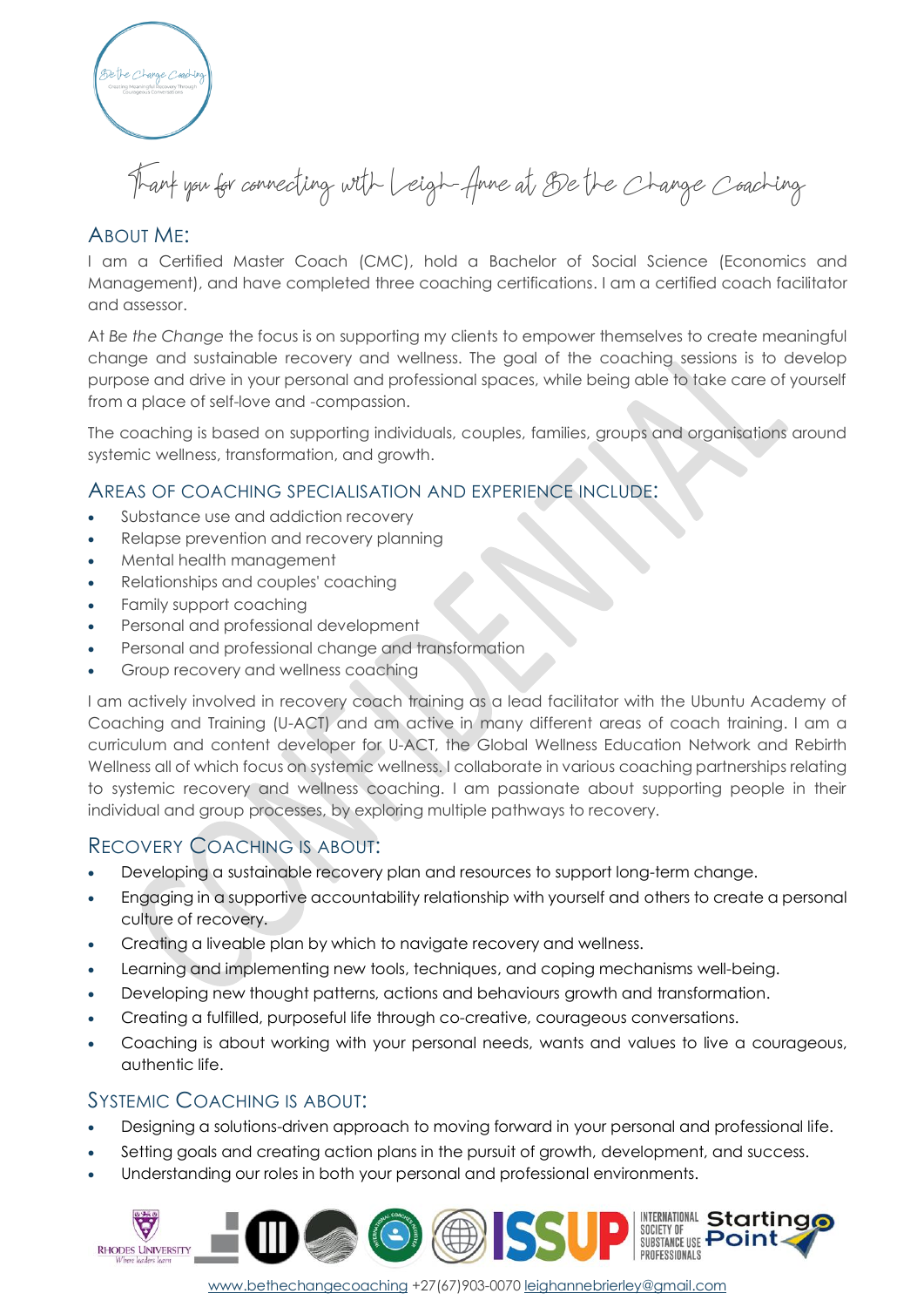Thank you for connecting with Leigh-Anne at Be the Change Coaching

## About Me:

I am a Certified Master Coach (CMC), hold a Bachelor of Social Science (Economics and Management), and have completed three coaching certifications. I am a certified coach facilitator and assessor.

At *Be the Change* the focus is on supporting my clients to empower themselves to create meaningful change and sustainable recovery and wellness. The goal of the coaching sessions is to develop purpose and drive in your personal and professional spaces, while being able to take care of yourself from a place of self-love and -compassion.

The coaching is based on supporting individuals, couples, families, groups and organisations around systemic wellness, transformation, and growth.

## Areas of coaching specialisation and experience include:

- Substance use and addiction recovery
- Relapse prevention and recovery planning
- Mental health management
- Relationships and couples' coaching
- Family support coaching
- Personal and professional development
- Personal and professional change and transformation
- Group recovery and wellness coaching

I am actively involved in recovery coach training as a lead facilitator with the Ubuntu Academy of Coaching and Training (U-ACT) and am active in many different areas of coach training. I am a curriculum and content developer for U-ACT, the Global Wellness Education Network and Rebirth Wellness all of which focus on systemic wellness. I collaborate in various coaching partnerships relating to systemic recovery and wellness coaching. I am passionate about supporting people in their individual and group processes, by exploring multiple pathways to recovery.

## Recovery Coaching is about:

- Developing a sustainable recovery plan and resources to support long-term change.
- Engaging in a supportive accountability relationship with yourself and others to create a personal culture of recovery.
- Creating a liveable plan by which to navigate recovery and wellness.
- Learning and implementing new tools, techniques, and coping mechanisms well-being.
- Developing new thought patterns, actions and behaviours growth and transformation.
- Creating a fulfilled, purposeful life through co-creative, courageous conversations.
- Coaching is about working with your personal needs, wants and values to live a courageous, authentic life.

## Systemic Coaching is about:

- Designing a solutions-driven approach to moving forward in your personal and professional life.
- Setting goals and creating action plans in the pursuit of growth, development, and success.
- Understanding our roles in both your personal and professional environments.

www.bethechangecoaching +27(67)903-0070 leighannebrierley@gmail.com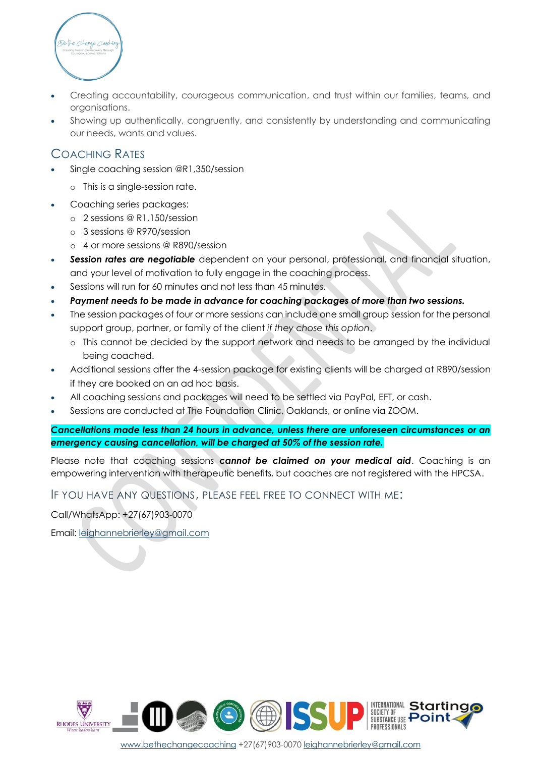- Creating accountability, courageous communication, and trust within our families, teams, and organisations.
- Showing up authentically, congruently, and consistently by understanding and communicating our needs, wants and values.

## Coaching Rates

- Single coaching session @R1,350/session
  - This is a single-session rate.
- Coaching series packages:
  - 2 sessions @ R1,150/session
  - 3 sessions @ R970/session
  - 4 or more sessions @ R890/session
- ***Session rates are negotiable*** dependent on your personal, professional, and financial situation, and your level of motivation to fully engage in the coaching process.
- Sessions will run for 60 minutes and not less than 45 minutes.
- ***Payment needs to be made in advance for coaching packages of more than two sessions.***
- The session packages of four or more sessions can include one small group session for the personal support group, partner, or family of the client *if they chose this option*.
  - This cannot be decided by the support network and needs to be arranged by the individual being coached.
- Additional sessions after the 4-session package for existing clients will be charged at R890/session if they are booked on an ad hoc basis.
- All coaching sessions and packages will need to be settled via PayPal, EFT, or cash.
- Sessions are conducted at The Foundation Clinic, Oaklands, or online via ZOOM.

***Cancellations made less than 24 hours in advance, unless there are unforeseen circumstances or an emergency causing cancellation, will be charged at 50% of the session rate.***

Please note that coaching sessions ***cannot be claimed on your medical aid***. Coaching is an empowering intervention with therapeutic benefits, but coaches are not registered with the HPCSA.

## If you have any questions, please feel free to connect with me:

Call/WhatsApp: +27(67)903-0070

Email: leighannebrierley@gmail.com